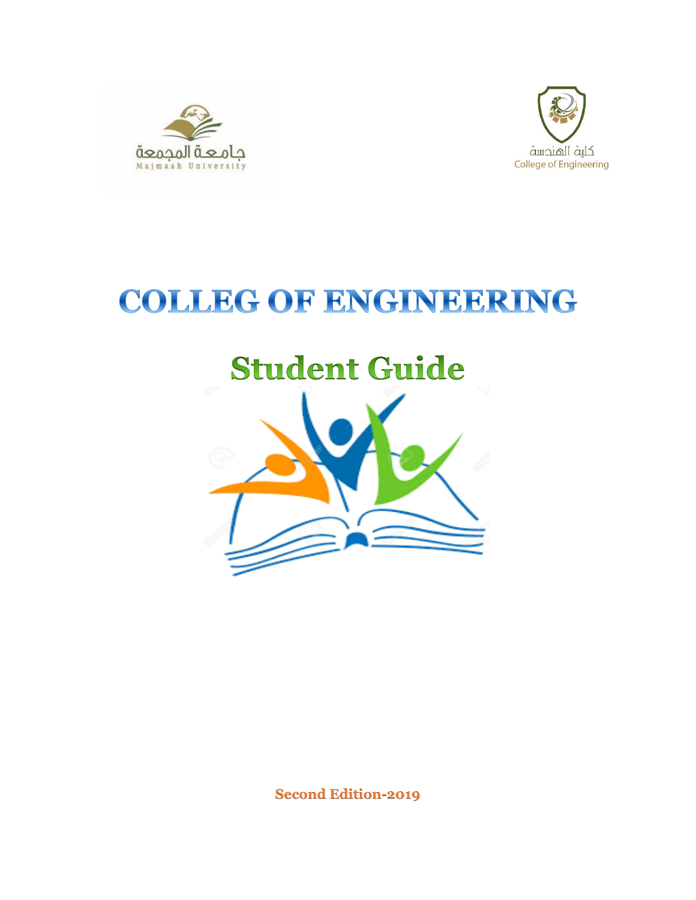جامعة المجمعة
Majmaah University

كلية الهندسة
College of Engineering

# COLLEG OF ENGINEERING

# Student Guide

**Second Edition-2019**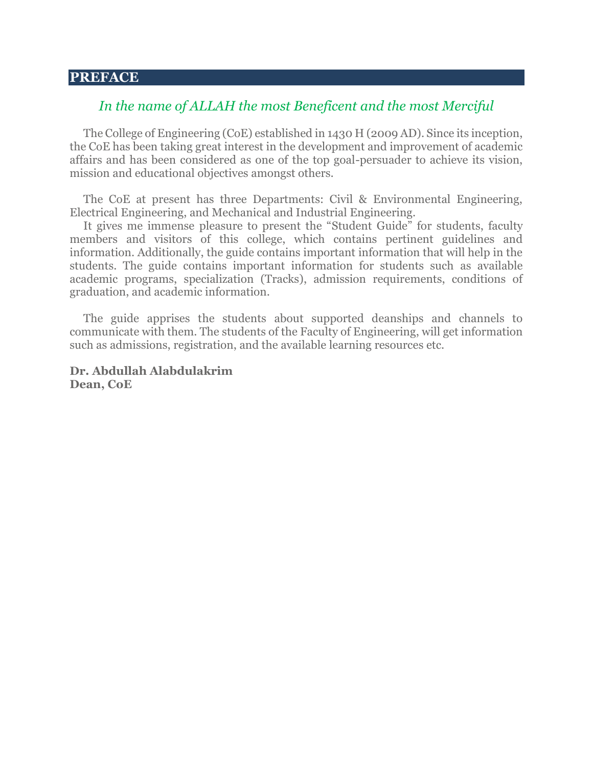## PREFACE

*In the name of ALLAH the most Beneficent and the most Merciful*

The College of Engineering (CoE) established in 1430 H (2009 AD). Since its inception, the CoE has been taking great interest in the development and improvement of academic affairs and has been considered as one of the top goal-persuader to achieve its vision, mission and educational objectives amongst others.

The CoE at present has three Departments: Civil & Environmental Engineering, Electrical Engineering, and Mechanical and Industrial Engineering.

It gives me immense pleasure to present the "Student Guide" for students, faculty members and visitors of this college, which contains pertinent guidelines and information. Additionally, the guide contains important information that will help in the students. The guide contains important information for students such as available academic programs, specialization (Tracks), admission requirements, conditions of graduation, and academic information.

The guide apprises the students about supported deanships and channels to communicate with them. The students of the Faculty of Engineering, will get information such as admissions, registration, and the available learning resources etc.

**Dr. Abdullah Alabdulakrim**
**Dean, CoE**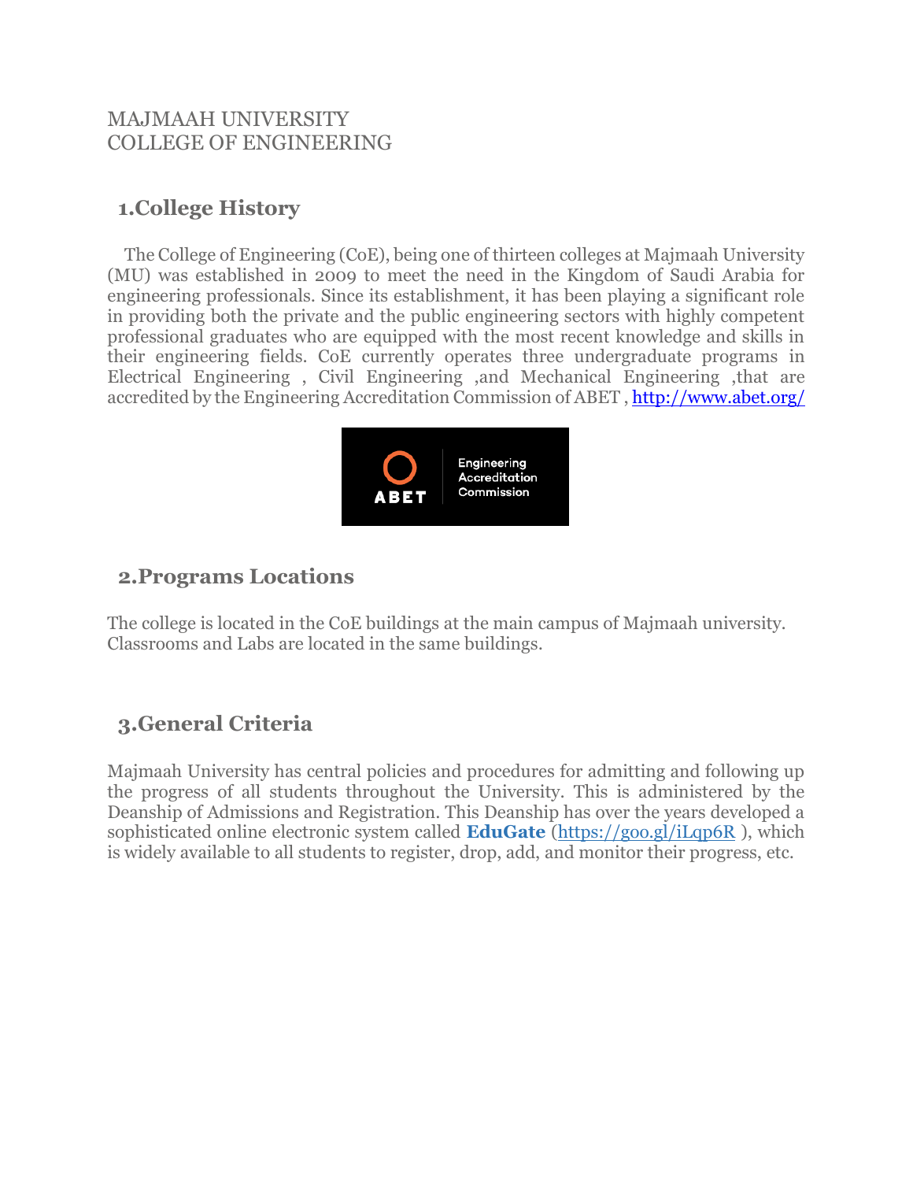MAJMAAH UNIVERSITY
COLLEGE OF ENGINEERING

## 1.College History

The College of Engineering (CoE), being one of thirteen colleges at Majmaah University (MU) was established in 2009 to meet the need in the Kingdom of Saudi Arabia for engineering professionals. Since its establishment, it has been playing a significant role in providing both the private and the public engineering sectors with highly competent professional graduates who are equipped with the most recent knowledge and skills in their engineering fields. CoE currently operates three undergraduate programs in Electrical Engineering , Civil Engineering ,and Mechanical Engineering ,that are accredited by the Engineering Accreditation Commission of ABET , http://www.abet.org/

ABET Engineering Accreditation Commission

## 2.Programs Locations

The college is located in the CoE buildings at the main campus of Majmaah university. Classrooms and Labs are located in the same buildings.

## 3.General Criteria

Majmaah University has central policies and procedures for admitting and following up the progress of all students throughout the University. This is administered by the Deanship of Admissions and Registration. This Deanship has over the years developed a sophisticated online electronic system called **EduGate** (https://goo.gl/iLqp6R ), which is widely available to all students to register, drop, add, and monitor their progress, etc.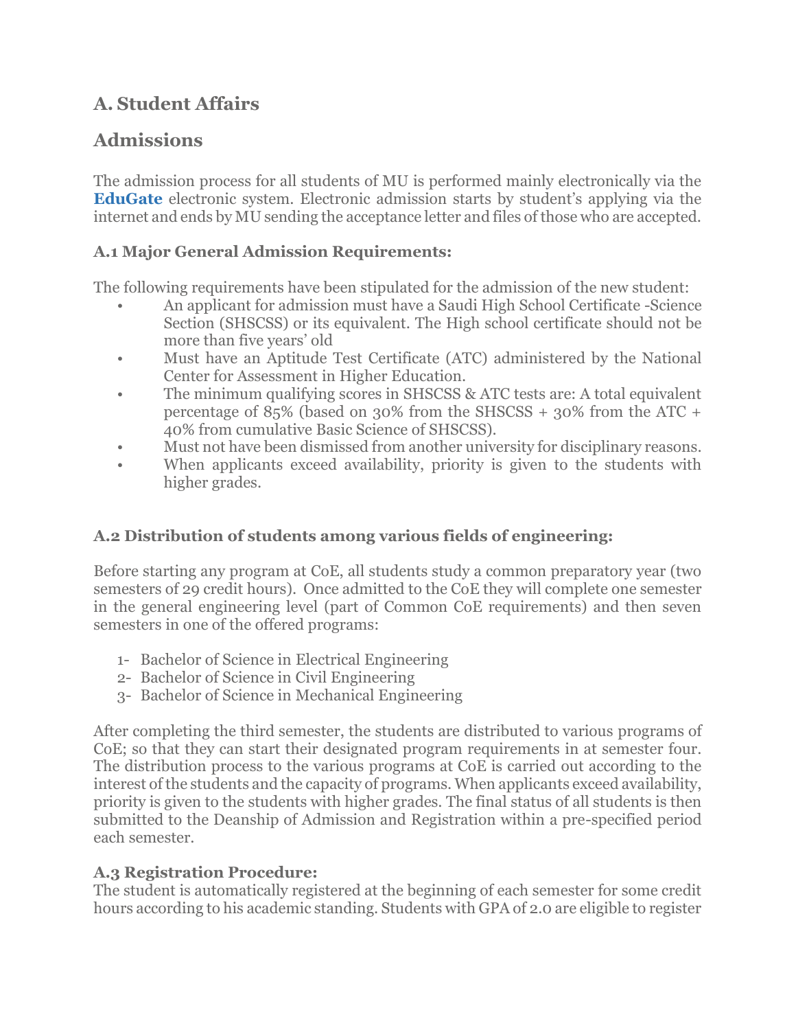# A. Student Affairs

## Admissions

The admission process for all students of MU is performed mainly electronically via the **EduGate** electronic system. Electronic admission starts by student's applying via the internet and ends by MU sending the acceptance letter and files of those who are accepted.

### A.1 Major General Admission Requirements:

The following requirements have been stipulated for the admission of the new student:

- An applicant for admission must have a Saudi High School Certificate -Science Section (SHSCSS) or its equivalent. The High school certificate should not be more than five years' old
- Must have an Aptitude Test Certificate (ATC) administered by the National Center for Assessment in Higher Education.
- The minimum qualifying scores in SHSCSS & ATC tests are: A total equivalent percentage of 85% (based on 30% from the SHSCSS + 30% from the ATC + 40% from cumulative Basic Science of SHSCSS).
- Must not have been dismissed from another university for disciplinary reasons.
- When applicants exceed availability, priority is given to the students with higher grades.

### A.2 Distribution of students among various fields of engineering:

Before starting any program at CoE, all students study a common preparatory year (two semesters of 29 credit hours). Once admitted to the CoE they will complete one semester in the general engineering level (part of Common CoE requirements) and then seven semesters in one of the offered programs:

1- Bachelor of Science in Electrical Engineering
2- Bachelor of Science in Civil Engineering
3- Bachelor of Science in Mechanical Engineering

After completing the third semester, the students are distributed to various programs of CoE; so that they can start their designated program requirements in at semester four. The distribution process to the various programs at CoE is carried out according to the interest of the students and the capacity of programs. When applicants exceed availability, priority is given to the students with higher grades. The final status of all students is then submitted to the Deanship of Admission and Registration within a pre-specified period each semester.

### A.3 Registration Procedure:

The student is automatically registered at the beginning of each semester for some credit hours according to his academic standing. Students with GPA of 2.0 are eligible to register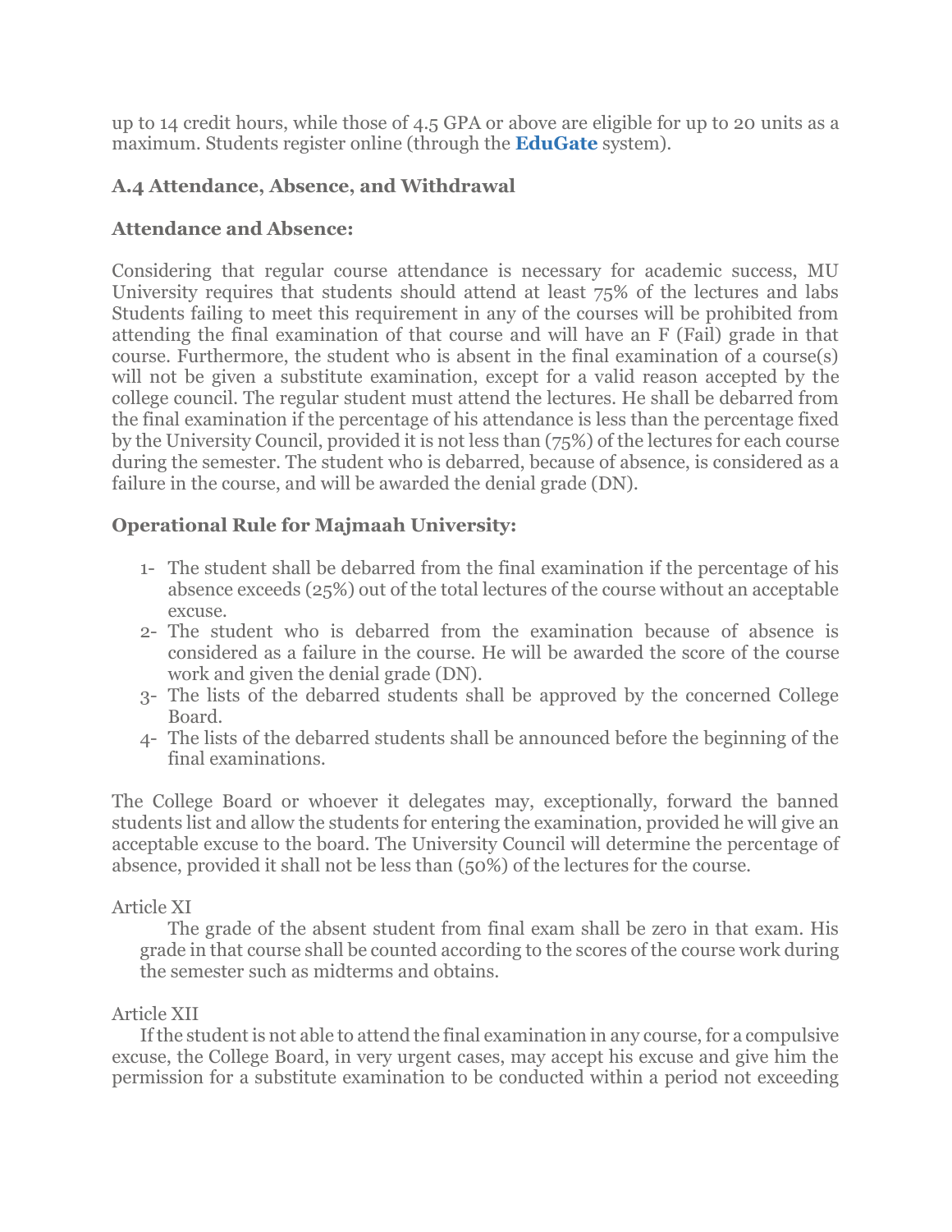up to 14 credit hours, while those of 4.5 GPA or above are eligible for up to 20 units as a maximum. Students register online (through the **EduGate** system).

### A.4 Attendance, Absence, and Withdrawal

**Attendance and Absence:**

Considering that regular course attendance is necessary for academic success, MU University requires that students should attend at least 75% of the lectures and labs Students failing to meet this requirement in any of the courses will be prohibited from attending the final examination of that course and will have an F (Fail) grade in that course. Furthermore, the student who is absent in the final examination of a course(s) will not be given a substitute examination, except for a valid reason accepted by the college council. The regular student must attend the lectures. He shall be debarred from the final examination if the percentage of his attendance is less than the percentage fixed by the University Council, provided it is not less than (75%) of the lectures for each course during the semester. The student who is debarred, because of absence, is considered as a failure in the course, and will be awarded the denial grade (DN).

**Operational Rule for Majmaah University:**

1- The student shall be debarred from the final examination if the percentage of his absence exceeds (25%) out of the total lectures of the course without an acceptable excuse.
2- The student who is debarred from the examination because of absence is considered as a failure in the course. He will be awarded the score of the course work and given the denial grade (DN).
3- The lists of the debarred students shall be approved by the concerned College Board.
4- The lists of the debarred students shall be announced before the beginning of the final examinations.

The College Board or whoever it delegates may, exceptionally, forward the banned students list and allow the students for entering the examination, provided he will give an acceptable excuse to the board. The University Council will determine the percentage of absence, provided it shall not be less than (50%) of the lectures for the course.

Article XI

The grade of the absent student from final exam shall be zero in that exam. His grade in that course shall be counted according to the scores of the course work during the semester such as midterms and obtains.

Article XII

If the student is not able to attend the final examination in any course, for a compulsive excuse, the College Board, in very urgent cases, may accept his excuse and give him the permission for a substitute examination to be conducted within a period not exceeding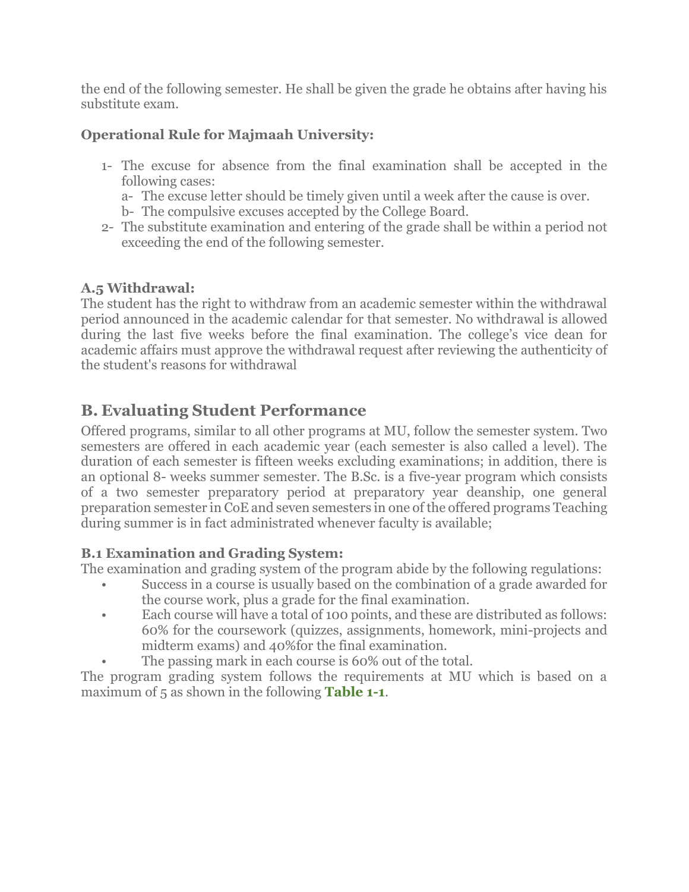the end of the following semester. He shall be given the grade he obtains after having his substitute exam.

**Operational Rule for Majmaah University:**

1- The excuse for absence from the final examination shall be accepted in the following cases:
   a- The excuse letter should be timely given until a week after the cause is over.
   b- The compulsive excuses accepted by the College Board.
2- The substitute examination and entering of the grade shall be within a period not exceeding the end of the following semester.

### A.5 Withdrawal:

The student has the right to withdraw from an academic semester within the withdrawal period announced in the academic calendar for that semester. No withdrawal is allowed during the last five weeks before the final examination. The college's vice dean for academic affairs must approve the withdrawal request after reviewing the authenticity of the student's reasons for withdrawal

## B. Evaluating Student Performance

Offered programs, similar to all other programs at MU, follow the semester system. Two semesters are offered in each academic year (each semester is also called a level). The duration of each semester is fifteen weeks excluding examinations; in addition, there is an optional 8- weeks summer semester. The B.Sc. is a five-year program which consists of a two semester preparatory period at preparatory year deanship, one general preparation semester in CoE and seven semesters in one of the offered programs Teaching during summer is in fact administrated whenever faculty is available;

### B.1 Examination and Grading System:

The examination and grading system of the program abide by the following regulations:

- Success in a course is usually based on the combination of a grade awarded for the course work, plus a grade for the final examination.
- Each course will have a total of 100 points, and these are distributed as follows: 60% for the coursework (quizzes, assignments, homework, mini-projects and midterm exams) and 40%for the final examination.
- The passing mark in each course is 60% out of the total.

The program grading system follows the requirements at MU which is based on a maximum of 5 as shown in the following **Table 1-1**.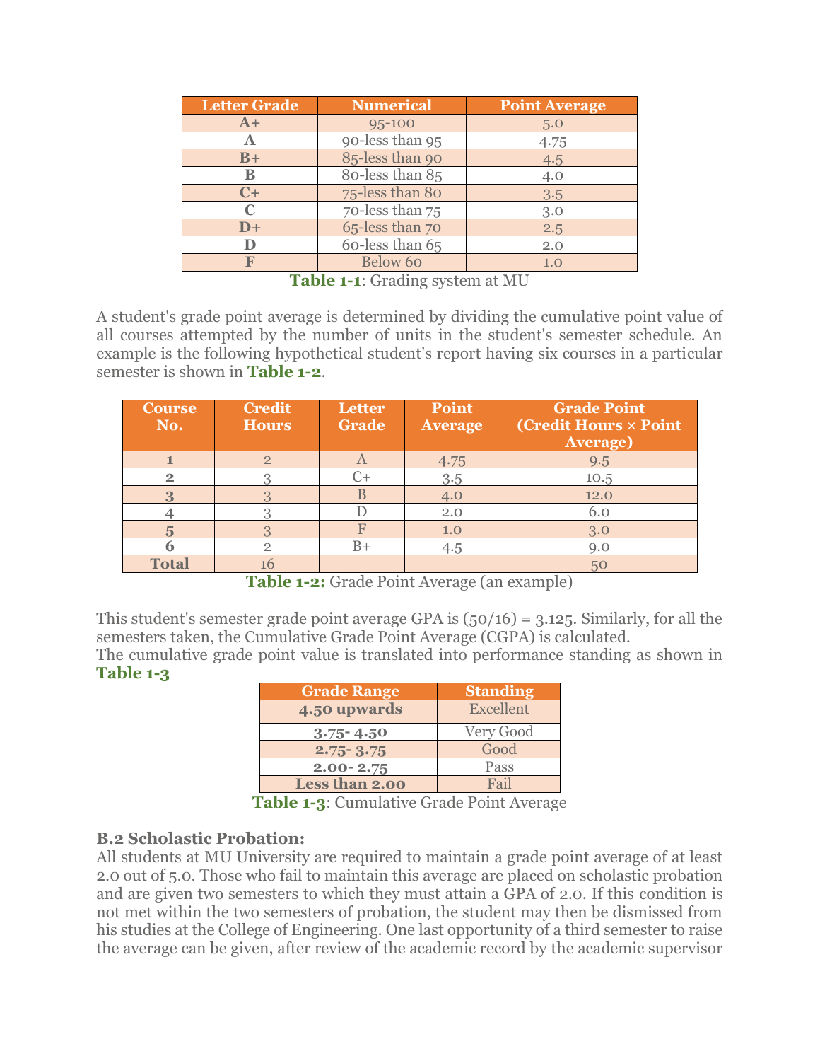| Letter Grade | Numerical | Point Average |
|---|---|---|
| A+ | 95-100 | 5.0 |
| A | 90-less than 95 | 4.75 |
| B+ | 85-less than 90 | 4.5 |
| B | 80-less than 85 | 4.0 |
| C+ | 75-less than 80 | 3.5 |
| C | 70-less than 75 | 3.0 |
| D+ | 65-less than 70 | 2.5 |
| D | 60-less than 65 | 2.0 |
| F | Below 60 | 1.0 |

**Table 1-1**: Grading system at MU

A student's grade point average is determined by dividing the cumulative point value of all courses attempted by the number of units in the student's semester schedule. An example is the following hypothetical student's report having six courses in a particular semester is shown in **Table 1-2**.

| Course No. | Credit Hours | Letter Grade | Point Average | Grade Point (Credit Hours × Point Average) |
|---|---|---|---|---|
| 1 | 2 | A | 4.75 | 9.5 |
| 2 | 3 | C+ | 3.5 | 10.5 |
| 3 | 3 | B | 4.0 | 12.0 |
| 4 | 3 | D | 2.0 | 6.0 |
| 5 | 3 | F | 1.0 | 3.0 |
| 6 | 2 | B+ | 4.5 | 9.0 |
| Total | 16 | | | 50 |

**Table 1-2:** Grade Point Average (an example)

This student's semester grade point average GPA is (50/16) = 3.125. Similarly, for all the semesters taken, the Cumulative Grade Point Average (CGPA) is calculated.
The cumulative grade point value is translated into performance standing as shown in **Table 1-3**

| Grade Range | Standing |
|---|---|
| 4.50 upwards | Excellent |
| 3.75- 4.50 | Very Good |
| 2.75- 3.75 | Good |
| 2.00- 2.75 | Pass |
| Less than 2.00 | Fail |

**Table 1-3**: Cumulative Grade Point Average

### B.2 Scholastic Probation:

All students at MU University are required to maintain a grade point average of at least 2.0 out of 5.0. Those who fail to maintain this average are placed on scholastic probation and are given two semesters to which they must attain a GPA of 2.0. If this condition is not met within the two semesters of probation, the student may then be dismissed from his studies at the College of Engineering. One last opportunity of a third semester to raise the average can be given, after review of the academic record by the academic supervisor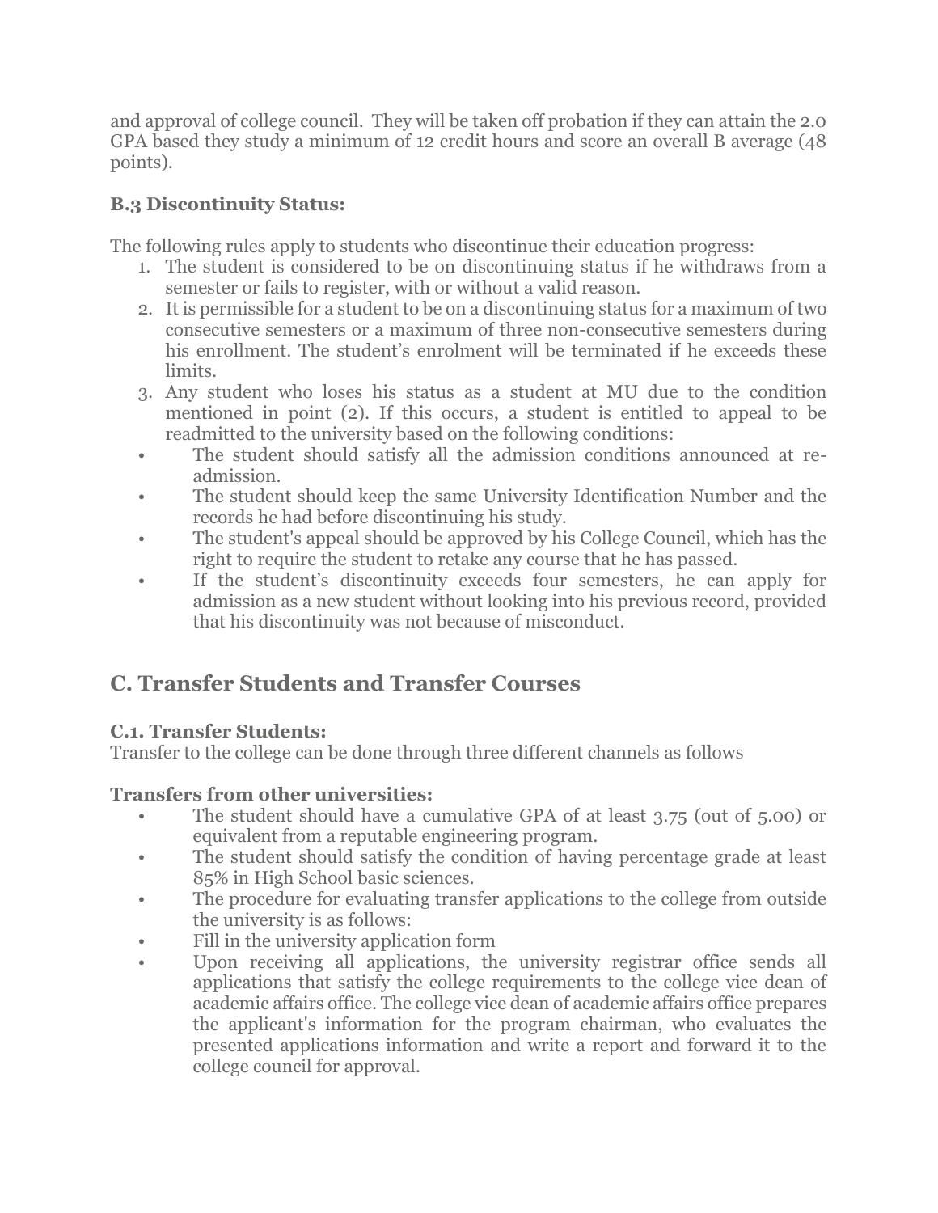and approval of college council. They will be taken off probation if they can attain the 2.0 GPA based they study a minimum of 12 credit hours and score an overall B average (48 points).

### B.3 Discontinuity Status:

The following rules apply to students who discontinue their education progress:

1. The student is considered to be on discontinuing status if he withdraws from a semester or fails to register, with or without a valid reason.
2. It is permissible for a student to be on a discontinuing status for a maximum of two consecutive semesters or a maximum of three non-consecutive semesters during his enrollment. The student's enrolment will be terminated if he exceeds these limits.
3. Any student who loses his status as a student at MU due to the condition mentioned in point (2). If this occurs, a student is entitled to appeal to be readmitted to the university based on the following conditions:

- The student should satisfy all the admission conditions announced at re-admission.
- The student should keep the same University Identification Number and the records he had before discontinuing his study.
- The student's appeal should be approved by his College Council, which has the right to require the student to retake any course that he has passed.
- If the student's discontinuity exceeds four semesters, he can apply for admission as a new student without looking into his previous record, provided that his discontinuity was not because of misconduct.

## C. Transfer Students and Transfer Courses

### C.1. Transfer Students:

Transfer to the college can be done through three different channels as follows

**Transfers from other universities:**

- The student should have a cumulative GPA of at least 3.75 (out of 5.00) or equivalent from a reputable engineering program.
- The student should satisfy the condition of having percentage grade at least 85% in High School basic sciences.
- The procedure for evaluating transfer applications to the college from outside the university is as follows:
- Fill in the university application form
- Upon receiving all applications, the university registrar office sends all applications that satisfy the college requirements to the college vice dean of academic affairs office. The college vice dean of academic affairs office prepares the applicant's information for the program chairman, who evaluates the presented applications information and write a report and forward it to the college council for approval.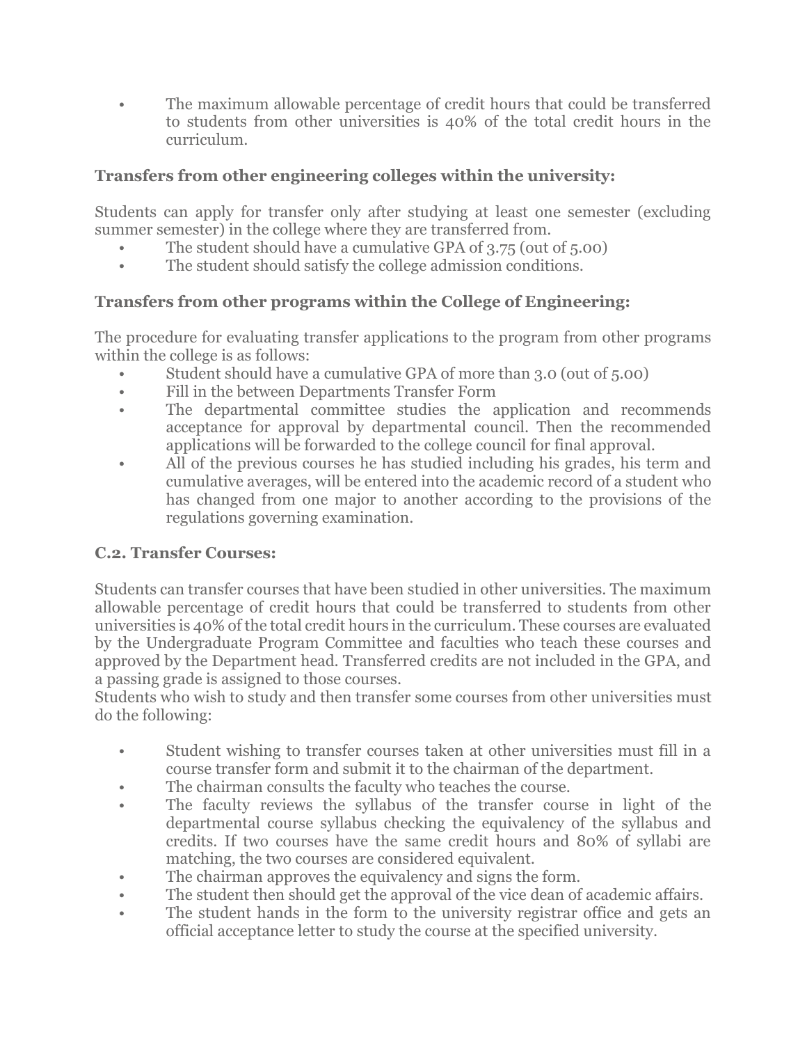- The maximum allowable percentage of credit hours that could be transferred to students from other universities is 40% of the total credit hours in the curriculum.

### Transfers from other engineering colleges within the university:

Students can apply for transfer only after studying at least one semester (excluding summer semester) in the college where they are transferred from.

- The student should have a cumulative GPA of 3.75 (out of 5.00)
- The student should satisfy the college admission conditions.

### Transfers from other programs within the College of Engineering:

The procedure for evaluating transfer applications to the program from other programs within the college is as follows:

- Student should have a cumulative GPA of more than 3.0 (out of 5.00)
- Fill in the between Departments Transfer Form
- The departmental committee studies the application and recommends acceptance for approval by departmental council. Then the recommended applications will be forwarded to the college council for final approval.
- All of the previous courses he has studied including his grades, his term and cumulative averages, will be entered into the academic record of a student who has changed from one major to another according to the provisions of the regulations governing examination.

### C.2. Transfer Courses:

Students can transfer courses that have been studied in other universities. The maximum allowable percentage of credit hours that could be transferred to students from other universities is 40% of the total credit hours in the curriculum. These courses are evaluated by the Undergraduate Program Committee and faculties who teach these courses and approved by the Department head. Transferred credits are not included in the GPA, and a passing grade is assigned to those courses.
Students who wish to study and then transfer some courses from other universities must do the following:

- Student wishing to transfer courses taken at other universities must fill in a course transfer form and submit it to the chairman of the department.
- The chairman consults the faculty who teaches the course.
- The faculty reviews the syllabus of the transfer course in light of the departmental course syllabus checking the equivalency of the syllabus and credits. If two courses have the same credit hours and 80% of syllabi are matching, the two courses are considered equivalent.
- The chairman approves the equivalency and signs the form.
- The student then should get the approval of the vice dean of academic affairs.
- The student hands in the form to the university registrar office and gets an official acceptance letter to study the course at the specified university.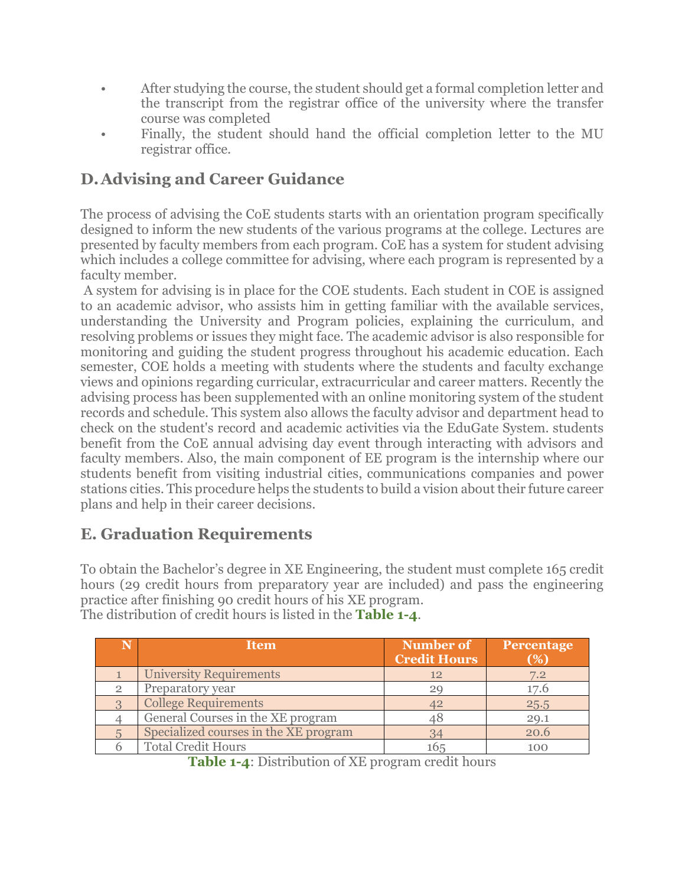- After studying the course, the student should get a formal completion letter and the transcript from the registrar office of the university where the transfer course was completed
- Finally, the student should hand the official completion letter to the MU registrar office.

## D. Advising and Career Guidance

The process of advising the CoE students starts with an orientation program specifically designed to inform the new students of the various programs at the college. Lectures are presented by faculty members from each program. CoE has a system for student advising which includes a college committee for advising, where each program is represented by a faculty member.

A system for advising is in place for the COE students. Each student in COE is assigned to an academic advisor, who assists him in getting familiar with the available services, understanding the University and Program policies, explaining the curriculum, and resolving problems or issues they might face. The academic advisor is also responsible for monitoring and guiding the student progress throughout his academic education. Each semester, COE holds a meeting with students where the students and faculty exchange views and opinions regarding curricular, extracurricular and career matters. Recently the advising process has been supplemented with an online monitoring system of the student records and schedule. This system also allows the faculty advisor and department head to check on the student's record and academic activities via the EduGate System. students benefit from the CoE annual advising day event through interacting with advisors and faculty members. Also, the main component of EE program is the internship where our students benefit from visiting industrial cities, communications companies and power stations cities. This procedure helps the students to build a vision about their future career plans and help in their career decisions.

## E. Graduation Requirements

To obtain the Bachelor's degree in XE Engineering, the student must complete 165 credit hours (29 credit hours from preparatory year are included) and pass the engineering practice after finishing 90 credit hours of his XE program.
The distribution of credit hours is listed in the **Table 1-4**.

| N | Item | Number of Credit Hours | Percentage (%) |
|---|---|---|---|
| 1 | University Requirements | 12 | 7.2 |
| 2 | Preparatory year | 29 | 17.6 |
| 3 | College Requirements | 42 | 25.5 |
| 4 | General Courses in the XE program | 48 | 29.1 |
| 5 | Specialized courses in the XE program | 34 | 20.6 |
| 6 | Total Credit Hours | 165 | 100 |

**Table 1-4**: Distribution of XE program credit hours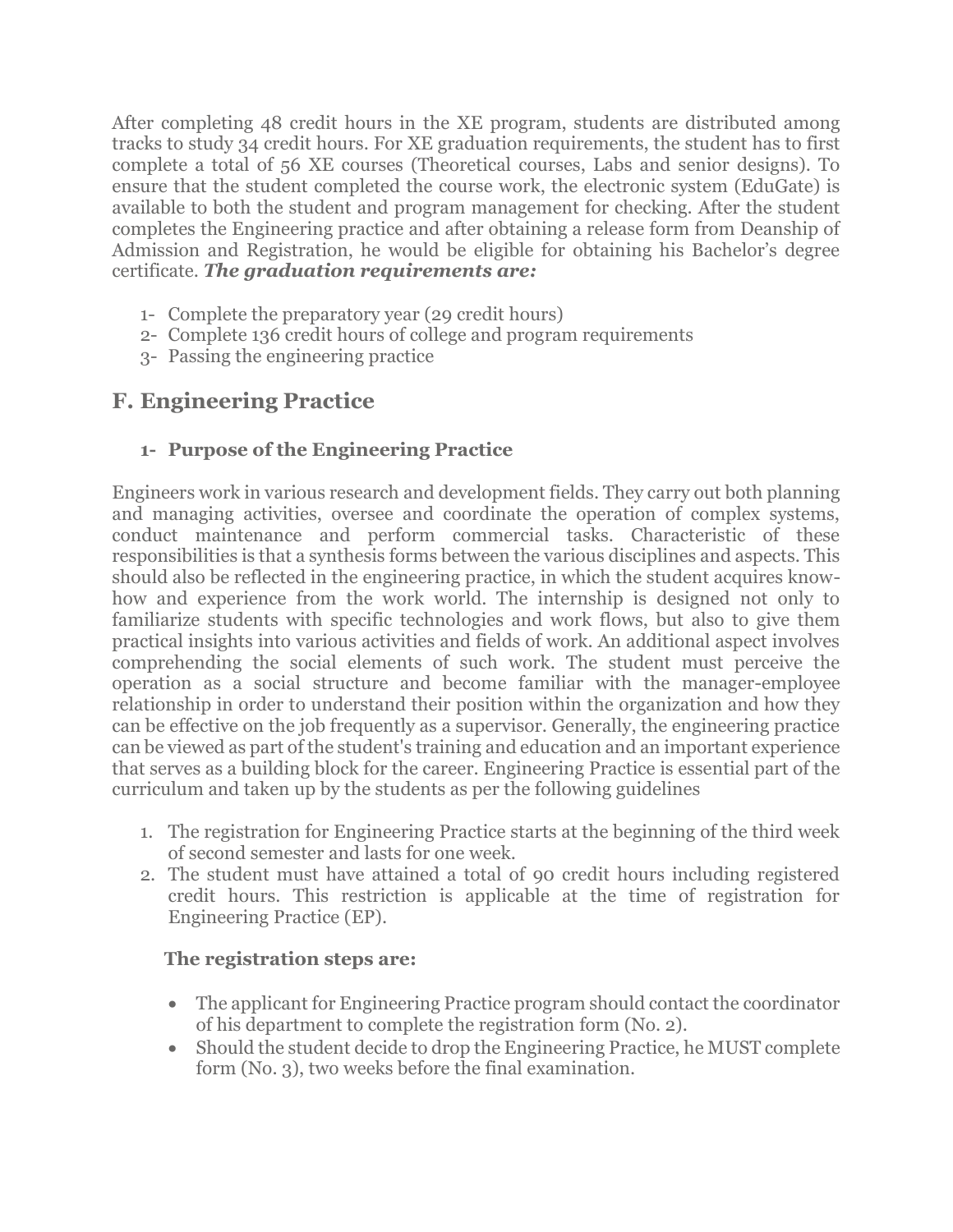After completing 48 credit hours in the XE program, students are distributed among tracks to study 34 credit hours. For XE graduation requirements, the student has to first complete a total of 56 XE courses (Theoretical courses, Labs and senior designs). To ensure that the student completed the course work, the electronic system (EduGate) is available to both the student and program management for checking. After the student completes the Engineering practice and after obtaining a release form from Deanship of Admission and Registration, he would be eligible for obtaining his Bachelor's degree certificate. ***The graduation requirements are:***

1- Complete the preparatory year (29 credit hours)
2- Complete 136 credit hours of college and program requirements
3- Passing the engineering practice

## F. Engineering Practice

### 1- Purpose of the Engineering Practice

Engineers work in various research and development fields. They carry out both planning and managing activities, oversee and coordinate the operation of complex systems, conduct maintenance and perform commercial tasks. Characteristic of these responsibilities is that a synthesis forms between the various disciplines and aspects. This should also be reflected in the engineering practice, in which the student acquires know-how and experience from the work world. The internship is designed not only to familiarize students with specific technologies and work flows, but also to give them practical insights into various activities and fields of work. An additional aspect involves comprehending the social elements of such work. The student must perceive the operation as a social structure and become familiar with the manager-employee relationship in order to understand their position within the organization and how they can be effective on the job frequently as a supervisor. Generally, the engineering practice can be viewed as part of the student's training and education and an important experience that serves as a building block for the career. Engineering Practice is essential part of the curriculum and taken up by the students as per the following guidelines

1. The registration for Engineering Practice starts at the beginning of the third week of second semester and lasts for one week.
2. The student must have attained a total of 90 credit hours including registered credit hours. This restriction is applicable at the time of registration for Engineering Practice (EP).

**The registration steps are:**

- The applicant for Engineering Practice program should contact the coordinator of his department to complete the registration form (No. 2).
- Should the student decide to drop the Engineering Practice, he MUST complete form (No. 3), two weeks before the final examination.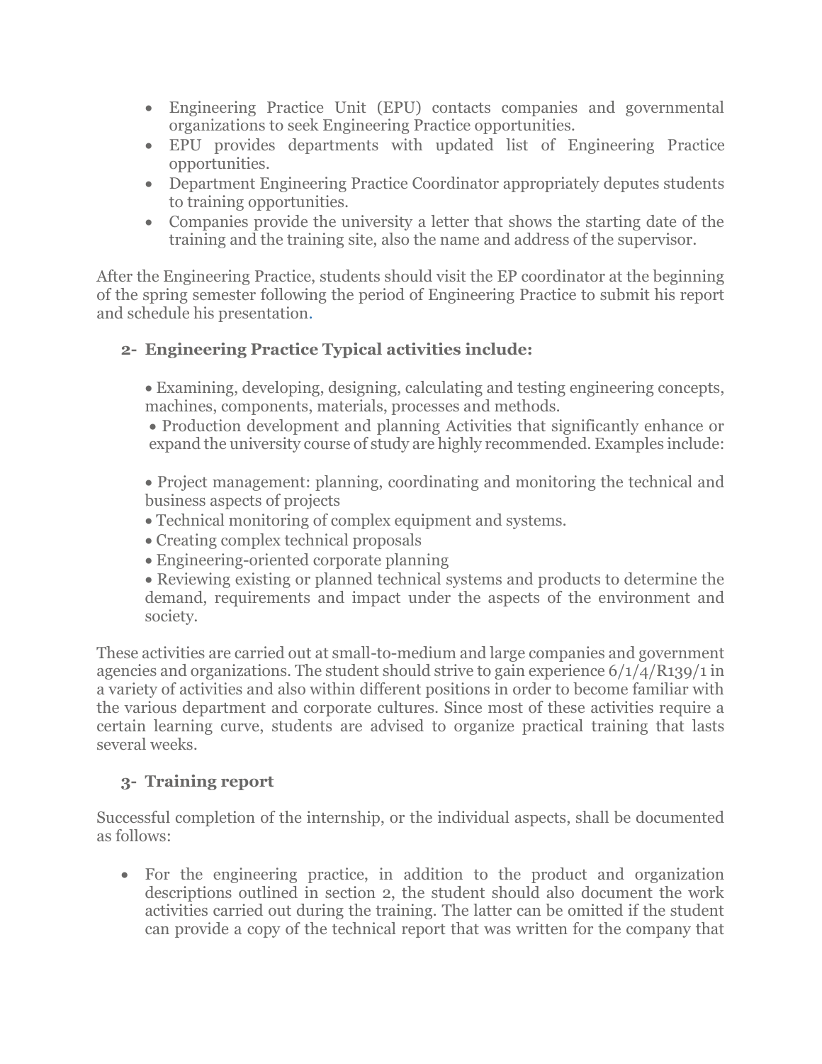- Engineering Practice Unit (EPU) contacts companies and governmental organizations to seek Engineering Practice opportunities.
- EPU provides departments with updated list of Engineering Practice opportunities.
- Department Engineering Practice Coordinator appropriately deputes students to training opportunities.
- Companies provide the university a letter that shows the starting date of the training and the training site, also the name and address of the supervisor.

After the Engineering Practice, students should visit the EP coordinator at the beginning of the spring semester following the period of Engineering Practice to submit his report and schedule his presentation.

## 2- Engineering Practice Typical activities include:

- Examining, developing, designing, calculating and testing engineering concepts, machines, components, materials, processes and methods.
- Production development and planning Activities that significantly enhance or expand the university course of study are highly recommended. Examples include:

- Project management: planning, coordinating and monitoring the technical and business aspects of projects
- Technical monitoring of complex equipment and systems.
- Creating complex technical proposals
- Engineering-oriented corporate planning
- Reviewing existing or planned technical systems and products to determine the demand, requirements and impact under the aspects of the environment and society.

These activities are carried out at small-to-medium and large companies and government agencies and organizations. The student should strive to gain experience 6/1/4/R139/1 in a variety of activities and also within different positions in order to become familiar with the various department and corporate cultures. Since most of these activities require a certain learning curve, students are advised to organize practical training that lasts several weeks.

## 3- Training report

Successful completion of the internship, or the individual aspects, shall be documented as follows:

- For the engineering practice, in addition to the product and organization descriptions outlined in section 2, the student should also document the work activities carried out during the training. The latter can be omitted if the student can provide a copy of the technical report that was written for the company that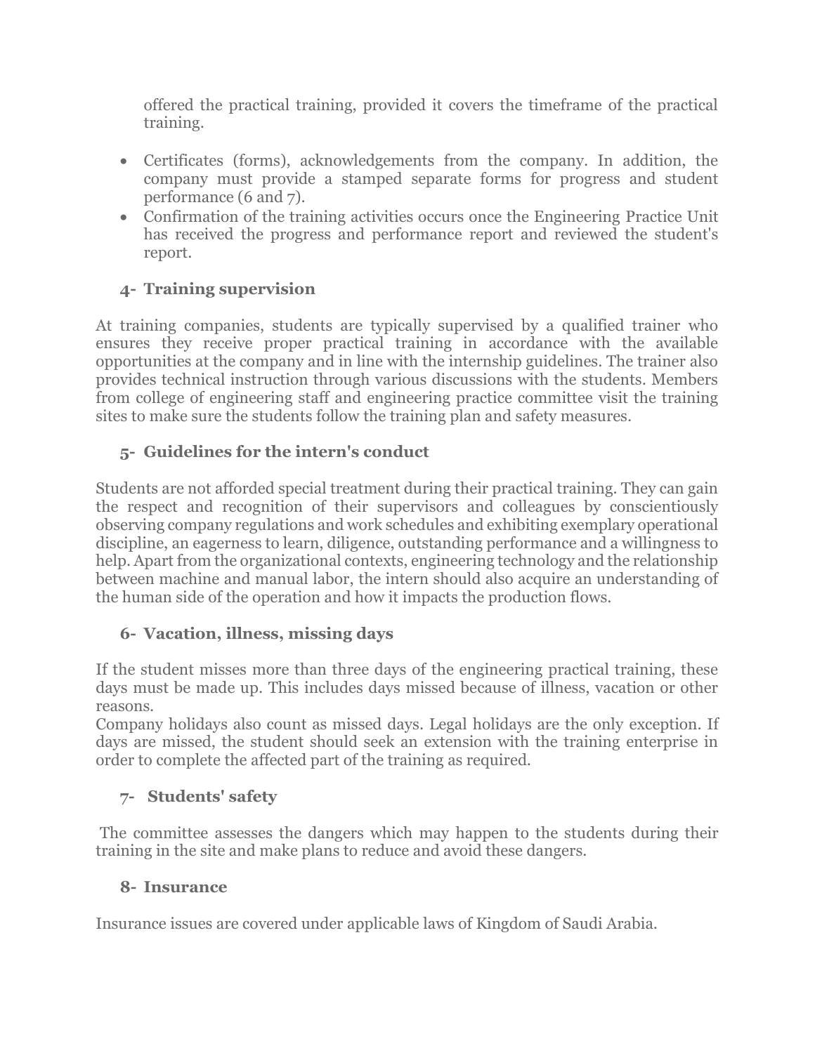offered the practical training, provided it covers the timeframe of the practical training.

- Certificates (forms), acknowledgements from the company. In addition, the company must provide a stamped separate forms for progress and student performance (6 and 7).
- Confirmation of the training activities occurs once the Engineering Practice Unit has received the progress and performance report and reviewed the student's report.

### 4- Training supervision

At training companies, students are typically supervised by a qualified trainer who ensures they receive proper practical training in accordance with the available opportunities at the company and in line with the internship guidelines. The trainer also provides technical instruction through various discussions with the students. Members from college of engineering staff and engineering practice committee visit the training sites to make sure the students follow the training plan and safety measures.

### 5- Guidelines for the intern's conduct

Students are not afforded special treatment during their practical training. They can gain the respect and recognition of their supervisors and colleagues by conscientiously observing company regulations and work schedules and exhibiting exemplary operational discipline, an eagerness to learn, diligence, outstanding performance and a willingness to help. Apart from the organizational contexts, engineering technology and the relationship between machine and manual labor, the intern should also acquire an understanding of the human side of the operation and how it impacts the production flows.

### 6- Vacation, illness, missing days

If the student misses more than three days of the engineering practical training, these days must be made up. This includes days missed because of illness, vacation or other reasons.
Company holidays also count as missed days. Legal holidays are the only exception. If days are missed, the student should seek an extension with the training enterprise in order to complete the affected part of the training as required.

### 7- Students' safety

The committee assesses the dangers which may happen to the students during their training in the site and make plans to reduce and avoid these dangers.

### 8- Insurance

Insurance issues are covered under applicable laws of Kingdom of Saudi Arabia.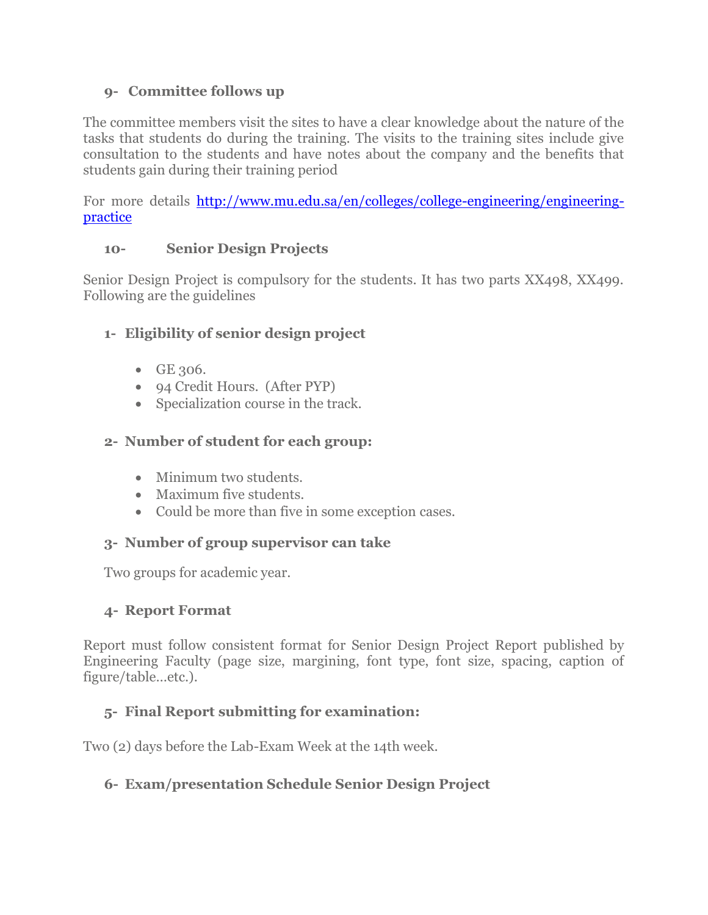### 9- Committee follows up

The committee members visit the sites to have a clear knowledge about the nature of the tasks that students do during the training. The visits to the training sites include give consultation to the students and have notes about the company and the benefits that students gain during their training period

For more details [http://www.mu.edu.sa/en/colleges/college-engineering/engineering-practice](http://www.mu.edu.sa/en/colleges/college-engineering/engineering-practice)

### 10- Senior Design Projects

Senior Design Project is compulsory for the students. It has two parts XX498, XX499. Following are the guidelines

### 1- Eligibility of senior design project

- GE 306.
- 94 Credit Hours. (After PYP)
- Specialization course in the track.

### 2- Number of student for each group:

- Minimum two students.
- Maximum five students.
- Could be more than five in some exception cases.

### 3- Number of group supervisor can take

Two groups for academic year.

### 4- Report Format

Report must follow consistent format for Senior Design Project Report published by Engineering Faculty (page size, margining, font type, font size, spacing, caption of figure/table…etc.).

### 5- Final Report submitting for examination:

Two (2) days before the Lab-Exam Week at the 14th week.

### 6- Exam/presentation Schedule Senior Design Project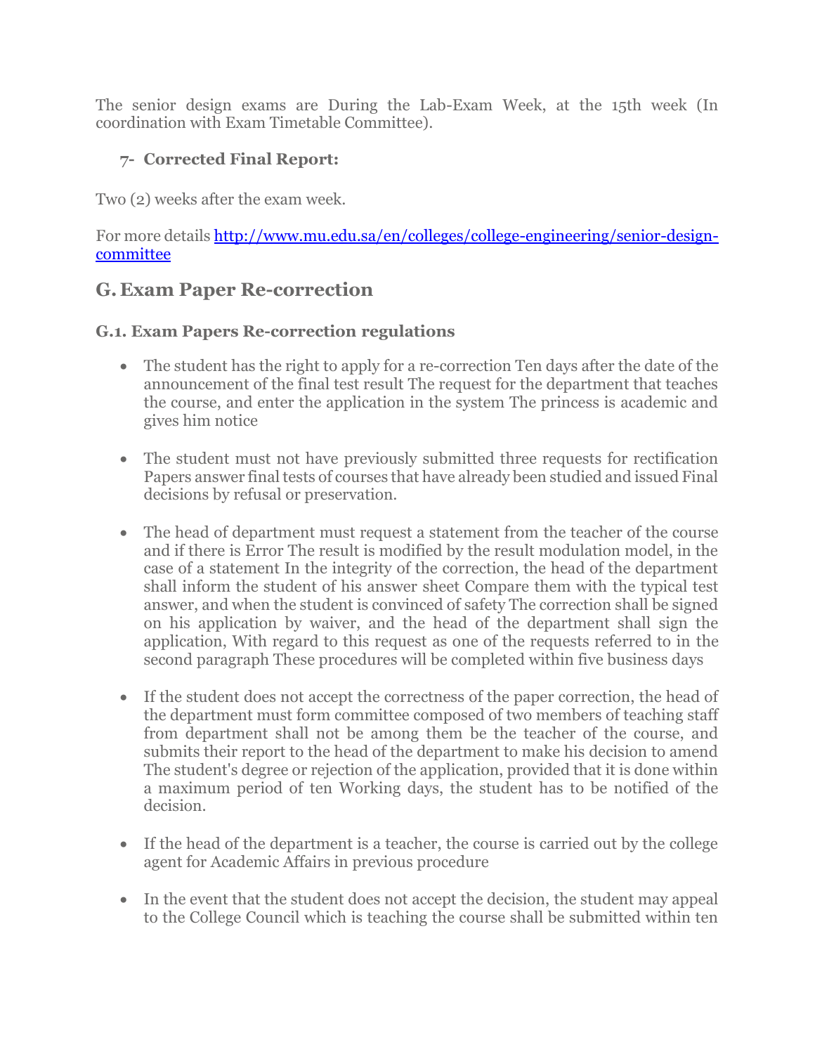The senior design exams are During the Lab-Exam Week, at the 15th week (In coordination with Exam Timetable Committee).

### 7- Corrected Final Report:

Two (2) weeks after the exam week.

For more details [http://www.mu.edu.sa/en/colleges/college-engineering/senior-design-committee](http://www.mu.edu.sa/en/colleges/college-engineering/senior-design-committee)

## G. Exam Paper Re-correction

### G.1. Exam Papers Re-correction regulations

- The student has the right to apply for a re-correction Ten days after the date of the announcement of the final test result The request for the department that teaches the course, and enter the application in the system The princess is academic and gives him notice

- The student must not have previously submitted three requests for rectification Papers answer final tests of courses that have already been studied and issued Final decisions by refusal or preservation.

- The head of department must request a statement from the teacher of the course and if there is Error The result is modified by the result modulation model, in the case of a statement In the integrity of the correction, the head of the department shall inform the student of his answer sheet Compare them with the typical test answer, and when the student is convinced of safety The correction shall be signed on his application by waiver, and the head of the department shall sign the application, With regard to this request as one of the requests referred to in the second paragraph These procedures will be completed within five business days

- If the student does not accept the correctness of the paper correction, the head of the department must form committee composed of two members of teaching staff from department shall not be among them be the teacher of the course, and submits their report to the head of the department to make his decision to amend The student's degree or rejection of the application, provided that it is done within a maximum period of ten Working days, the student has to be notified of the decision.

- If the head of the department is a teacher, the course is carried out by the college agent for Academic Affairs in previous procedure

- In the event that the student does not accept the decision, the student may appeal to the College Council which is teaching the course shall be submitted within ten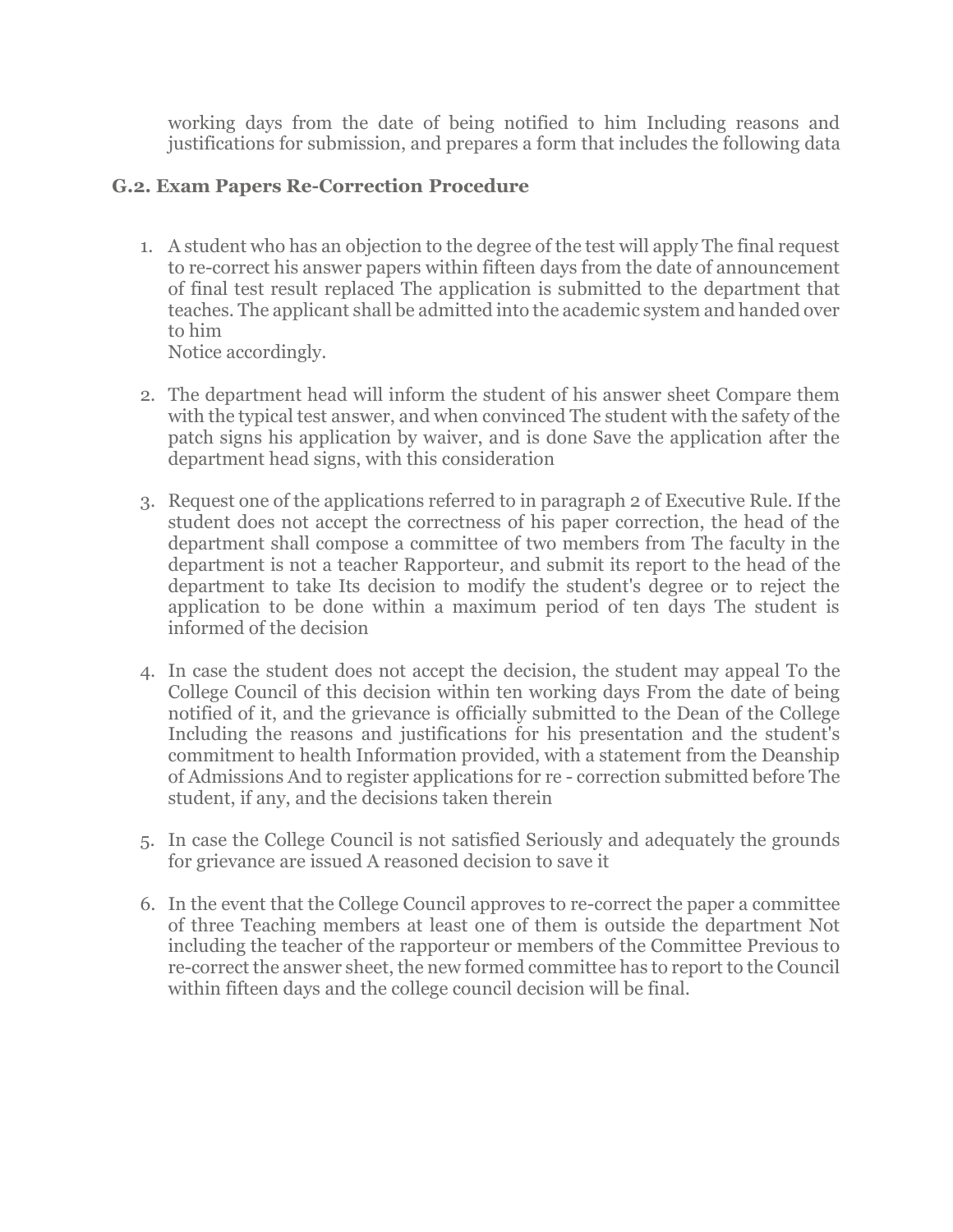working days from the date of being notified to him Including reasons and justifications for submission, and prepares a form that includes the following data

### G.2. Exam Papers Re-Correction Procedure

1. A student who has an objection to the degree of the test will apply The final request to re-correct his answer papers within fifteen days from the date of announcement of final test result replaced The application is submitted to the department that teaches. The applicant shall be admitted into the academic system and handed over to him
   Notice accordingly.

2. The department head will inform the student of his answer sheet Compare them with the typical test answer, and when convinced The student with the safety of the patch signs his application by waiver, and is done Save the application after the department head signs, with this consideration

3. Request one of the applications referred to in paragraph 2 of Executive Rule. If the student does not accept the correctness of his paper correction, the head of the department shall compose a committee of two members from The faculty in the department is not a teacher Rapporteur, and submit its report to the head of the department to take Its decision to modify the student's degree or to reject the application to be done within a maximum period of ten days The student is informed of the decision

4. In case the student does not accept the decision, the student may appeal To the College Council of this decision within ten working days From the date of being notified of it, and the grievance is officially submitted to the Dean of the College Including the reasons and justifications for his presentation and the student's commitment to health Information provided, with a statement from the Deanship of Admissions And to register applications for re - correction submitted before The student, if any, and the decisions taken therein

5. In case the College Council is not satisfied Seriously and adequately the grounds for grievance are issued A reasoned decision to save it

6. In the event that the College Council approves to re-correct the paper a committee of three Teaching members at least one of them is outside the department Not including the teacher of the rapporteur or members of the Committee Previous to re-correct the answer sheet, the new formed committee has to report to the Council within fifteen days and the college council decision will be final.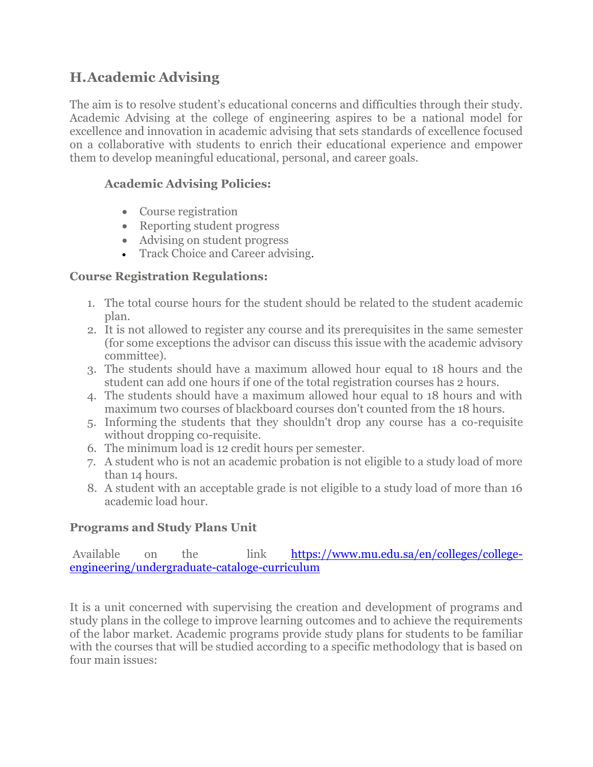## H. Academic Advising

The aim is to resolve student's educational concerns and difficulties through their study. Academic Advising at the college of engineering aspires to be a national model for excellence and innovation in academic advising that sets standards of excellence focused on a collaborative with students to enrich their educational experience and empower them to develop meaningful educational, personal, and career goals.

### Academic Advising Policies:

- Course registration
- Reporting student progress
- Advising on student progress
- Track Choice and Career advising.

### Course Registration Regulations:

1. The total course hours for the student should be related to the student academic plan.
2. It is not allowed to register any course and its prerequisites in the same semester (for some exceptions the advisor can discuss this issue with the academic advisory committee).
3. The students should have a maximum allowed hour equal to 18 hours and the student can add one hours if one of the total registration courses has 2 hours.
4. The students should have a maximum allowed hour equal to 18 hours and with maximum two courses of blackboard courses don't counted from the 18 hours.
5. Informing the students that they shouldn't drop any course has a co-requisite without dropping co-requisite.
6. The minimum load is 12 credit hours per semester.
7. A student who is not an academic probation is not eligible to a study load of more than 14 hours.
8. A student with an acceptable grade is not eligible to a study load of more than 16 academic load hour.

### Programs and Study Plans Unit

Available on the link [https://www.mu.edu.sa/en/colleges/college-engineering/undergraduate-cataloge-curriculum](https://www.mu.edu.sa/en/colleges/college-engineering/undergraduate-cataloge-curriculum)

It is a unit concerned with supervising the creation and development of programs and study plans in the college to improve learning outcomes and to achieve the requirements of the labor market. Academic programs provide study plans for students to be familiar with the courses that will be studied according to a specific methodology that is based on four main issues: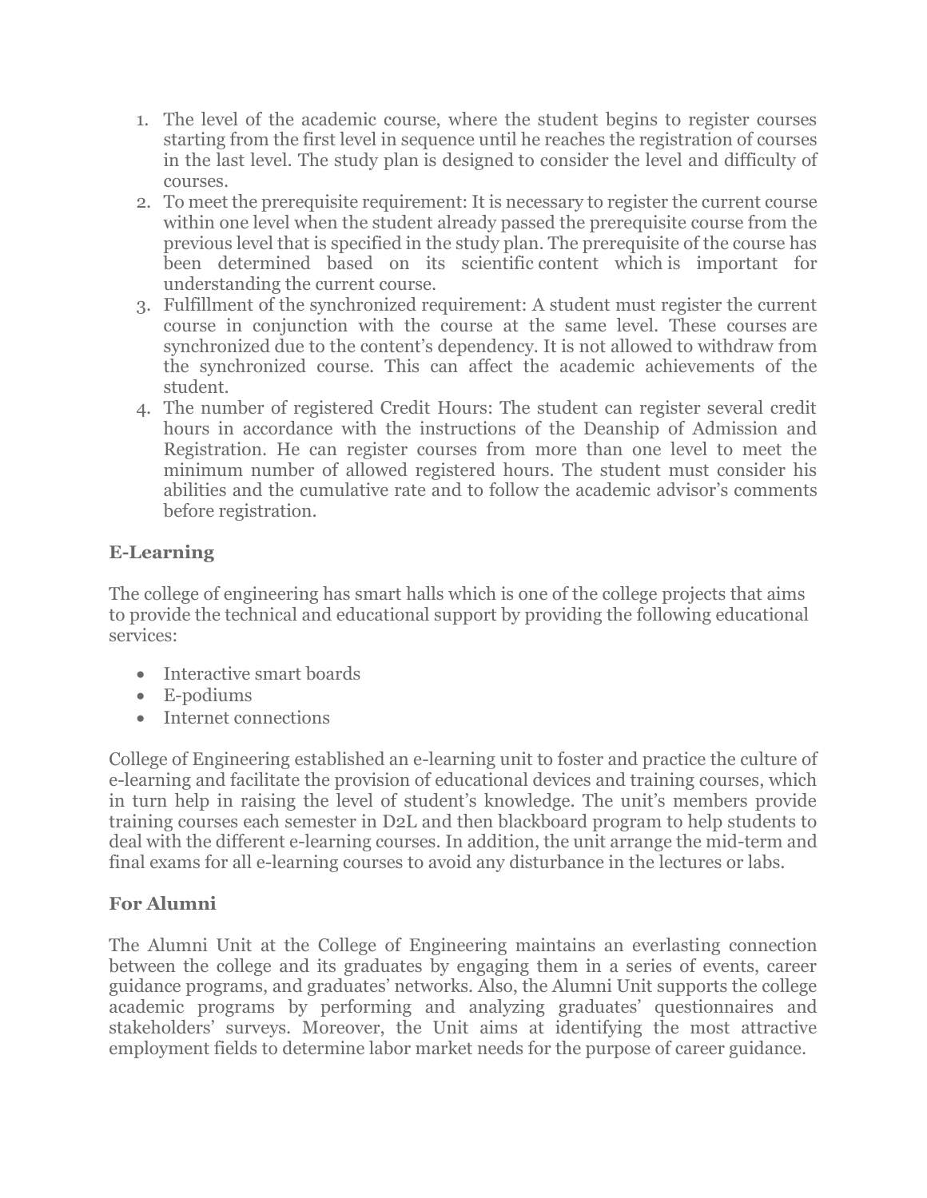1. The level of the academic course, where the student begins to register courses starting from the first level in sequence until he reaches the registration of courses in the last level. The study plan is designed to consider the level and difficulty of courses.
2. To meet the prerequisite requirement: It is necessary to register the current course within one level when the student already passed the prerequisite course from the previous level that is specified in the study plan. The prerequisite of the course has been determined based on its scientific content which is important for understanding the current course.
3. Fulfillment of the synchronized requirement: A student must register the current course in conjunction with the course at the same level. These courses are synchronized due to the content's dependency. It is not allowed to withdraw from the synchronized course. This can affect the academic achievements of the student.
4. The number of registered Credit Hours: The student can register several credit hours in accordance with the instructions of the Deanship of Admission and Registration. He can register courses from more than one level to meet the minimum number of allowed registered hours. The student must consider his abilities and the cumulative rate and to follow the academic advisor's comments before registration.

**E-Learning**

The college of engineering has smart halls which is one of the college projects that aims to provide the technical and educational support by providing the following educational services:

- Interactive smart boards
- E-podiums
- Internet connections

College of Engineering established an e-learning unit to foster and practice the culture of e-learning and facilitate the provision of educational devices and training courses, which in turn help in raising the level of student's knowledge. The unit's members provide training courses each semester in D2L and then blackboard program to help students to deal with the different e-learning courses. In addition, the unit arrange the mid-term and final exams for all e-learning courses to avoid any disturbance in the lectures or labs.

**For Alumni**

The Alumni Unit at the College of Engineering maintains an everlasting connection between the college and its graduates by engaging them in a series of events, career guidance programs, and graduates' networks. Also, the Alumni Unit supports the college academic programs by performing and analyzing graduates' questionnaires and stakeholders' surveys. Moreover, the Unit aims at identifying the most attractive employment fields to determine labor market needs for the purpose of career guidance.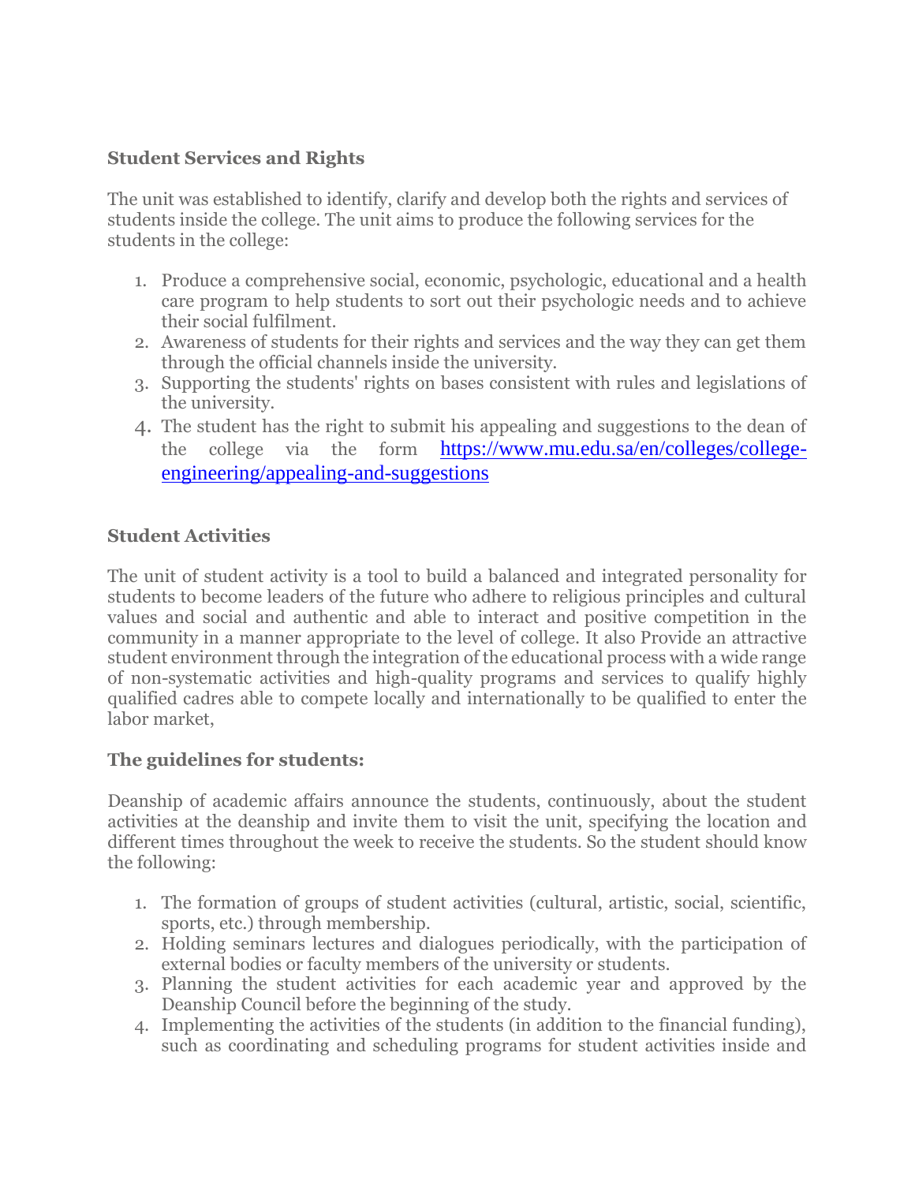**Student Services and Rights**

The unit was established to identify, clarify and develop both the rights and services of students inside the college. The unit aims to produce the following services for the students in the college:

1. Produce a comprehensive social, economic, psychologic, educational and a health care program to help students to sort out their psychologic needs and to achieve their social fulfilment.
2. Awareness of students for their rights and services and the way they can get them through the official channels inside the university.
3. Supporting the students' rights on bases consistent with rules and legislations of the university.
4. The student has the right to submit his appealing and suggestions to the dean of the college via the form https://www.mu.edu.sa/en/colleges/college-engineering/appealing-and-suggestions

**Student Activities**

The unit of student activity is a tool to build a balanced and integrated personality for students to become leaders of the future who adhere to religious principles and cultural values and social and authentic and able to interact and positive competition in the community in a manner appropriate to the level of college. It also Provide an attractive student environment through the integration of the educational process with a wide range of non-systematic activities and high-quality programs and services to qualify highly qualified cadres able to compete locally and internationally to be qualified to enter the labor market,

**The guidelines for students:**

Deanship of academic affairs announce the students, continuously, about the student activities at the deanship and invite them to visit the unit, specifying the location and different times throughout the week to receive the students. So the student should know the following:

1. The formation of groups of student activities (cultural, artistic, social, scientific, sports, etc.) through membership.
2. Holding seminars lectures and dialogues periodically, with the participation of external bodies or faculty members of the university or students.
3. Planning the student activities for each academic year and approved by the Deanship Council before the beginning of the study.
4. Implementing the activities of the students (in addition to the financial funding), such as coordinating and scheduling programs for student activities inside and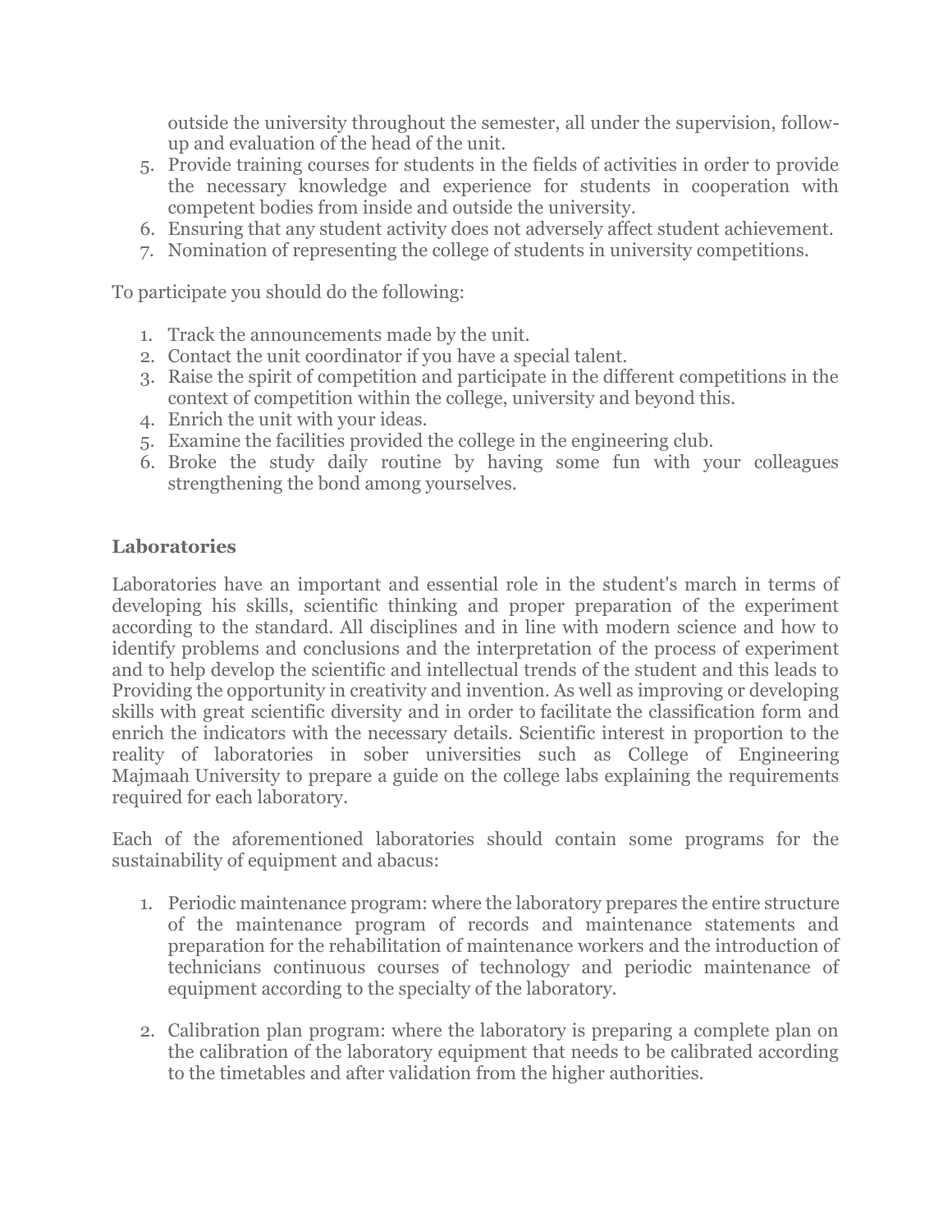outside the university throughout the semester, all under the supervision, follow-up and evaluation of the head of the unit.

5. Provide training courses for students in the fields of activities in order to provide the necessary knowledge and experience for students in cooperation with competent bodies from inside and outside the university.
6. Ensuring that any student activity does not adversely affect student achievement.
7. Nomination of representing the college of students in university competitions.

To participate you should do the following:

1. Track the announcements made by the unit.
2. Contact the unit coordinator if you have a special talent.
3. Raise the spirit of competition and participate in the different competitions in the context of competition within the college, university and beyond this.
4. Enrich the unit with your ideas.
5. Examine the facilities provided the college in the engineering club.
6. Broke the study daily routine by having some fun with your colleagues strengthening the bond among yourselves.

### Laboratories

Laboratories have an important and essential role in the student's march in terms of developing his skills, scientific thinking and proper preparation of the experiment according to the standard. All disciplines and in line with modern science and how to identify problems and conclusions and the interpretation of the process of experiment and to help develop the scientific and intellectual trends of the student and this leads to Providing the opportunity in creativity and invention. As well as improving or developing skills with great scientific diversity and in order to facilitate the classification form and enrich the indicators with the necessary details. Scientific interest in proportion to the reality of laboratories in sober universities such as College of Engineering Majmaah University to prepare a guide on the college labs explaining the requirements required for each laboratory.

Each of the aforementioned laboratories should contain some programs for the sustainability of equipment and abacus:

1. Periodic maintenance program: where the laboratory prepares the entire structure of the maintenance program of records and maintenance statements and preparation for the rehabilitation of maintenance workers and the introduction of technicians continuous courses of technology and periodic maintenance of equipment according to the specialty of the laboratory.

2. Calibration plan program: where the laboratory is preparing a complete plan on the calibration of the laboratory equipment that needs to be calibrated according to the timetables and after validation from the higher authorities.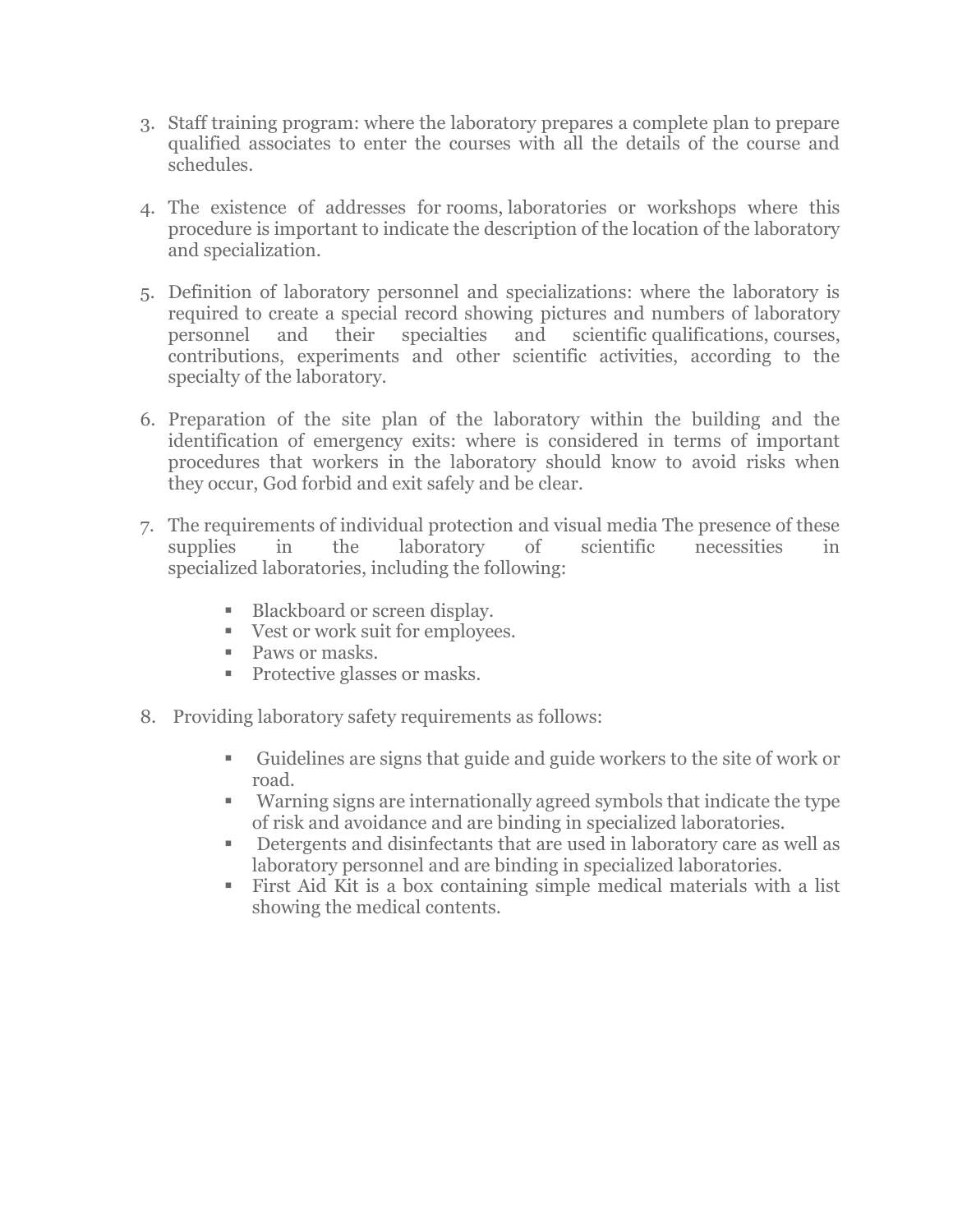3. Staff training program: where the laboratory prepares a complete plan to prepare qualified associates to enter the courses with all the details of the course and schedules.

4. The existence of addresses for rooms, laboratories or workshops where this procedure is important to indicate the description of the location of the laboratory and specialization.

5. Definition of laboratory personnel and specializations: where the laboratory is required to create a special record showing pictures and numbers of laboratory personnel and their specialties and scientific qualifications, courses, contributions, experiments and other scientific activities, according to the specialty of the laboratory.

6. Preparation of the site plan of the laboratory within the building and the identification of emergency exits: where is considered in terms of important procedures that workers in the laboratory should know to avoid risks when they occur, God forbid and exit safely and be clear.

7. The requirements of individual protection and visual media The presence of these supplies in the laboratory of scientific necessities in specialized laboratories, including the following:

    - Blackboard or screen display.
    - Vest or work suit for employees.
    - Paws or masks.
    - Protective glasses or masks.

8. Providing laboratory safety requirements as follows:

    - Guidelines are signs that guide and guide workers to the site of work or road.
    - Warning signs are internationally agreed symbols that indicate the type of risk and avoidance and are binding in specialized laboratories.
    - Detergents and disinfectants that are used in laboratory care as well as laboratory personnel and are binding in specialized laboratories.
    - First Aid Kit is a box containing simple medical materials with a list showing the medical contents.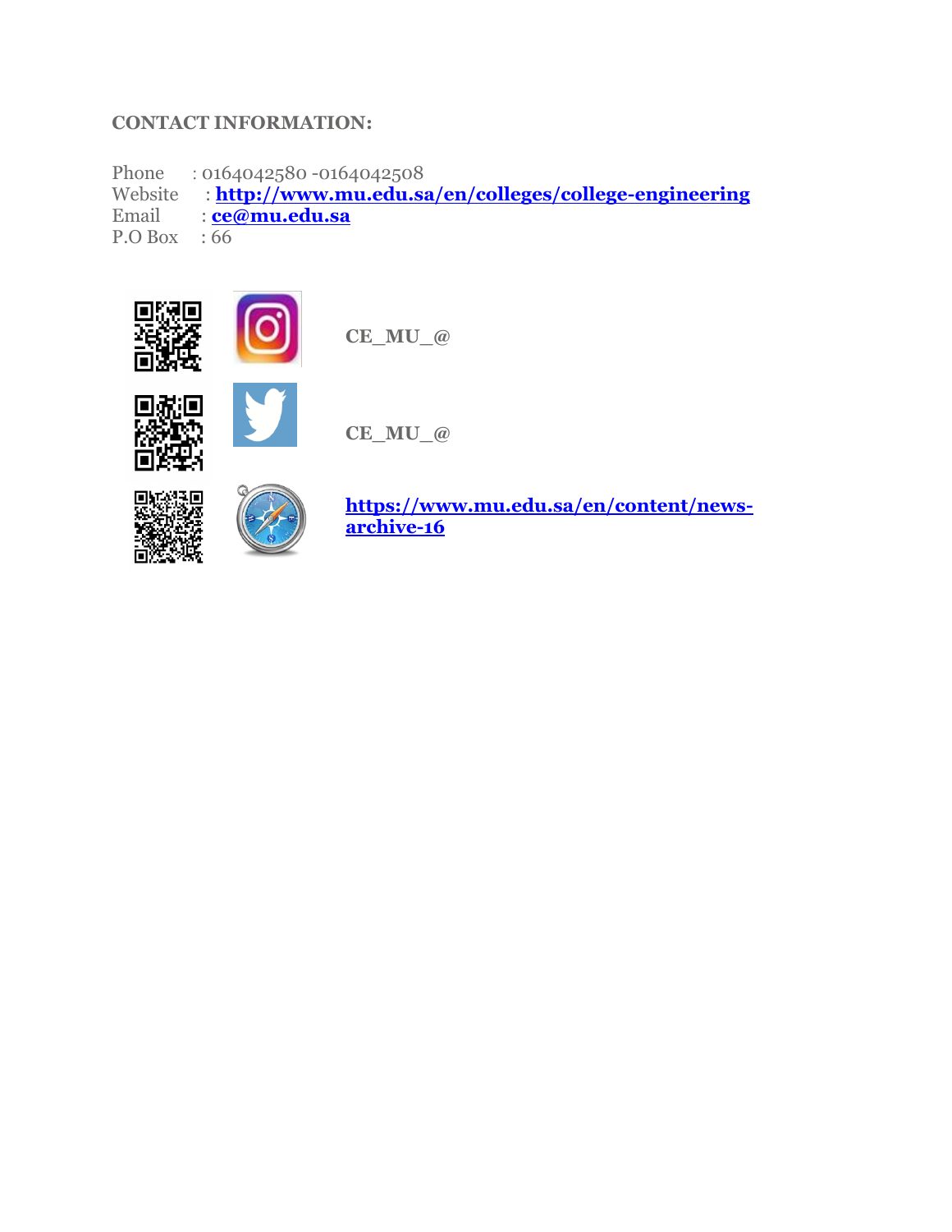**CONTACT INFORMATION:**

Phone : 0164042580 -0164042508
Website : **http://www.mu.edu.sa/en/colleges/college-engineering**
Email : **ce@mu.edu.sa**
P.O Box : 66

**CE_MU_@**

**CE_MU_@**

**https://www.mu.edu.sa/en/content/news-archive-16**